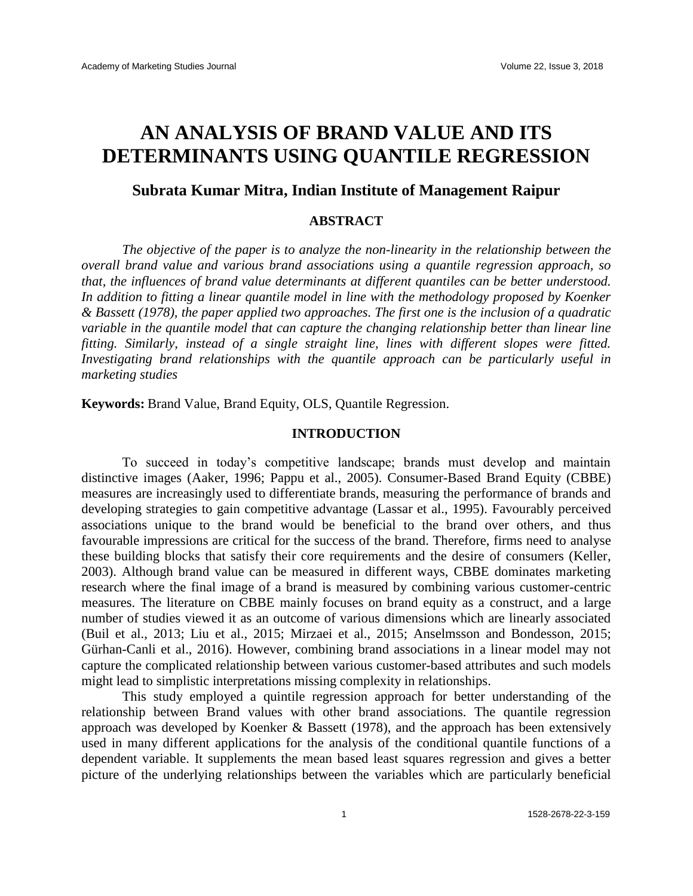# AN ANALYSIS OF BRAND VALUE AND ITS DETERMINANTS USING QUANTILE REGRESSION

## Subrata Kumar Mitra, Indian Institute of Management Raipur

### ABSTRACT

*The objective of the paper is to analyze the non-linearity in the relationship between the overall brand value and various brand associations using a quantile regression approach, so that, the influences of brand value determinants at different quantiles can be better understood. In addition to fitting a linear quantile model in line with the methodology proposed by Koenker & Bassett (1978), the paper applied two approaches. The first one is the inclusion of a quadratic variable in the quantile model that can capture the changing relationship better than linear line fitting. Similarly, instead of a single straight line, lines with different slopes were fitted. Investigating brand relationships with the quantile approach can be particularly useful in marketing studies*

**Keywords:** Brand Value, Brand Equity, OLS, Quantile Regression.

### INTRODUCTION

To succeed in today's competitive landscape; brands must develop and maintain distinctive images (Aaker, 1996; Pappu et al., 2005). Consumer-Based Brand Equity (CBBE) measures are increasingly used to differentiate brands, measuring the performance of brands and developing strategies to gain competitive advantage (Lassar et al., 1995). Favourably perceived associations unique to the brand would be beneficial to the brand over others, and thus favourable impressions are critical for the success of the brand. Therefore, firms need to analyse these building blocks that satisfy their core requirements and the desire of consumers (Keller, 2003). Although brand value can be measured in different ways, CBBE dominates marketing research where the final image of a brand is measured by combining various customer-centric measures. The literature on CBBE mainly focuses on brand equity as a construct, and a large number of studies viewed it as an outcome of various dimensions which are linearly associated (Buil et al., 2013; Liu et al., 2015; Mirzaei et al., 2015; Anselmsson and Bondesson, 2015; Gürhan-Canli et al., 2016). However, combining brand associations in a linear model may not capture the complicated relationship between various customer-based attributes and such models might lead to simplistic interpretations missing complexity in relationships.

This study employed a quintile regression approach for better understanding of the relationship between Brand values with other brand associations. The quantile regression approach was developed by Koenker & Bassett (1978), and the approach has been extensively used in many different applications for the analysis of the conditional quantile functions of a dependent variable. It supplements the mean based least squares regression and gives a better picture of the underlying relationships between the variables which are particularly beneficial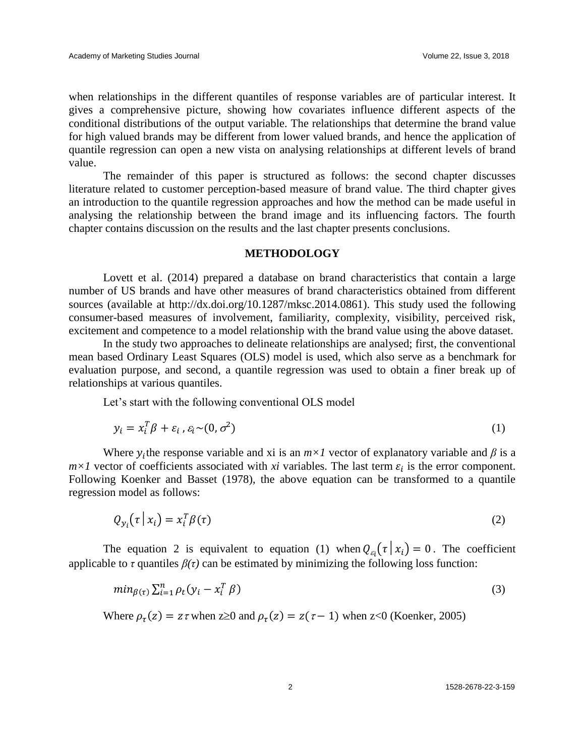when relationships in the different quantiles of response variables are of particular interest. It gives a comprehensive picture, showing how covariates influence different aspects of the conditional distributions of the output variable. The relationships that determine the brand value for high valued brands may be different from lower valued brands, and hence the application of quantile regression can open a new vista on analysing relationships at different levels of brand value.

The remainder of this paper is structured as follows: the second chapter discusses literature related to customer perception-based measure of brand value. The third chapter gives an introduction to the quantile regression approaches and how the method can be made useful in analysing the relationship between the brand image and its influencing factors. The fourth chapter contains discussion on the results and the last chapter presents conclusions.

## METHODOLOGY

Lovett et al. (2014) prepared a database on brand characteristics that contain a large number of US brands and have other measures of brand characteristics obtained from different sources (available at http://dx.doi.org/10.1287/mksc.2014.0861). This study used the following consumer-based measures of involvement, familiarity, complexity, visibility, perceived risk, excitement and competence to a model relationship with the brand value using the above dataset.

In the study two approaches to delineate relationships are analysed; first, the conventional mean based Ordinary Least Squares (OLS) model is used, which also serve as a benchmark for evaluation purpose, and second, a quantile regression was used to obtain a finer break up of relationships at various quantiles.

Let's start with the following conventional OLS model

$$y_i = x_i^T \beta + \varepsilon_i \, , \varepsilon_i \sim (0, \sigma^2) \tag{1}$$

Where $y_i$ the response variable and xi is an $m \times 1$ vector of explanatory variable and $\beta$ is a $m \times 1$ vector of coefficients associated with *xi* variables. The last term $\varepsilon_i$ is the error component. Following Koenker and Basset (1978), the above equation can be transformed to a quantile regression model as follows:

$$Q_{y_i}(\tau \,|\, x_i) = x_i^T \beta(\tau) \tag{2}$$

The equation 2 is equivalent to equation (1) when $Q_{\varepsilon_i}(\tau \,|\, x_i) = 0$. The coefficient applicable to $\tau$ quantiles $\beta(\tau)$ can be estimated by minimizing the following loss function:

$$min_{\beta(\tau)} \sum_{i=1}^{n} \rho_t (y_i - x_i^T \, \beta) \tag{3}$$

Where $\rho_\tau(z) = z\tau$ when z≥0 and $\rho_\tau(z) = z(\tau - 1)$ when z<0 (Koenker, 2005)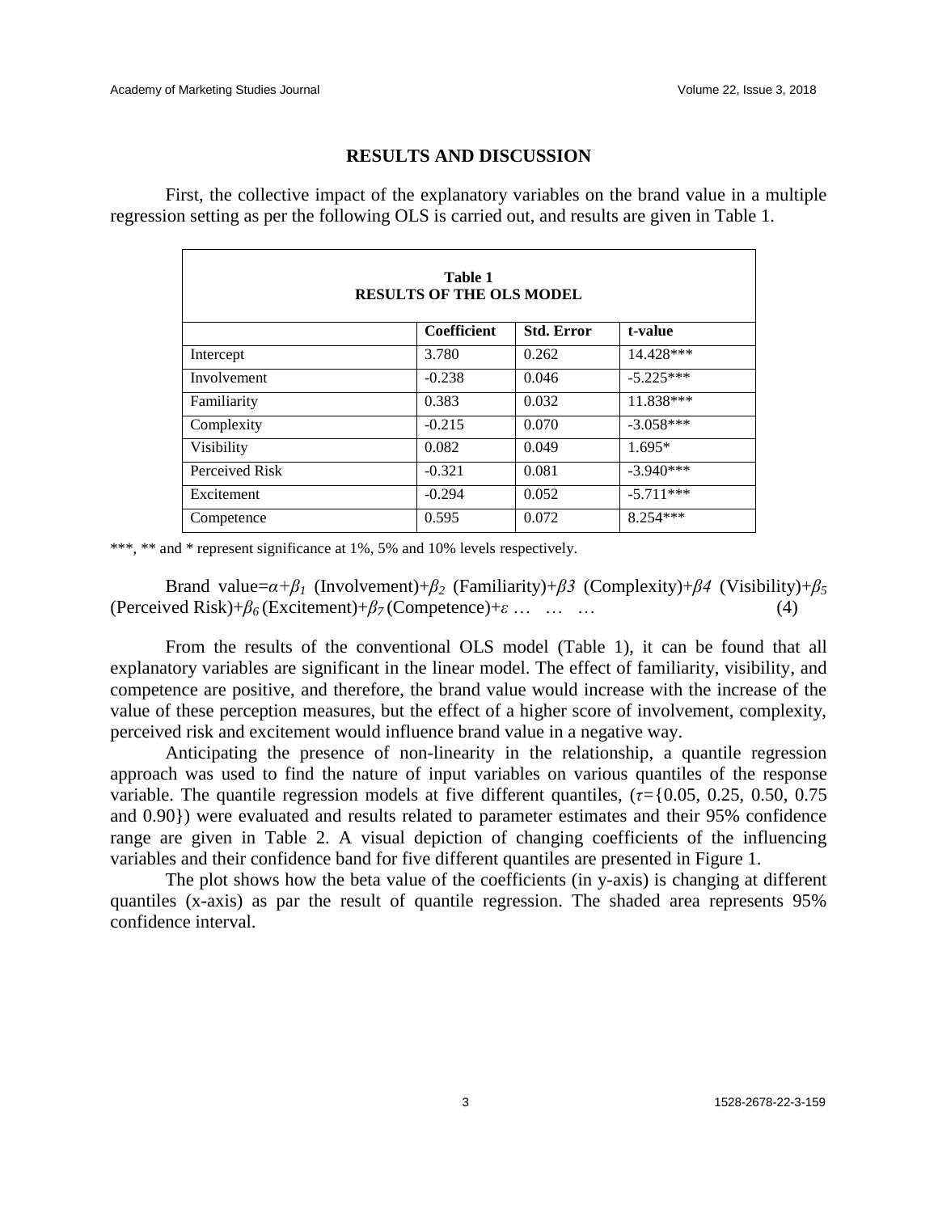## RESULTS AND DISCUSSION

First, the collective impact of the explanatory variables on the brand value in a multiple regression setting as per the following OLS is carried out, and results are given in Table 1.

**Table 1**
**RESULTS OF THE OLS MODEL**

| | Coefficient | Std. Error | t-value |
|---|---|---|---|
| Intercept | 3.780 | 0.262 | 14.428*** |
| Involvement | -0.238 | 0.046 | -5.225*** |
| Familiarity | 0.383 | 0.032 | 11.838*** |
| Complexity | -0.215 | 0.070 | -3.058*** |
| Visibility | 0.082 | 0.049 | 1.695* |
| Perceived Risk | -0.321 | 0.081 | -3.940*** |
| Excitement | -0.294 | 0.052 | -5.711*** |
| Competence | 0.595 | 0.072 | 8.254*** |

***, ** and * represent significance at 1%, 5% and 10% levels respectively.

$$\text{Brand value} = \alpha + \beta_1 (\text{Involvement}) + \beta_2 (\text{Familiarity}) + \beta_3 (\text{Complexity}) + \beta_4 (\text{Visibility}) + \beta_5 (\text{Perceived Risk}) + \beta_6 (\text{Excitement}) + \beta_7 (\text{Competence}) + \varepsilon \quad \ldots \quad \ldots \quad \ldots \qquad (4)$$

From the results of the conventional OLS model (Table 1), it can be found that all explanatory variables are significant in the linear model. The effect of familiarity, visibility, and competence are positive, and therefore, the brand value would increase with the increase of the value of these perception measures, but the effect of a higher score of involvement, complexity, perceived risk and excitement would influence brand value in a negative way.

Anticipating the presence of non-linearity in the relationship, a quantile regression approach was used to find the nature of input variables on various quantiles of the response variable. The quantile regression models at five different quantiles, ($\tau$={0.05, 0.25, 0.50, 0.75 and 0.90}) were evaluated and results related to parameter estimates and their 95% confidence range are given in Table 2. A visual depiction of changing coefficients of the influencing variables and their confidence band for five different quantiles are presented in Figure 1.

The plot shows how the beta value of the coefficients (in y-axis) is changing at different quantiles (x-axis) as par the result of quantile regression. The shaded area represents 95% confidence interval.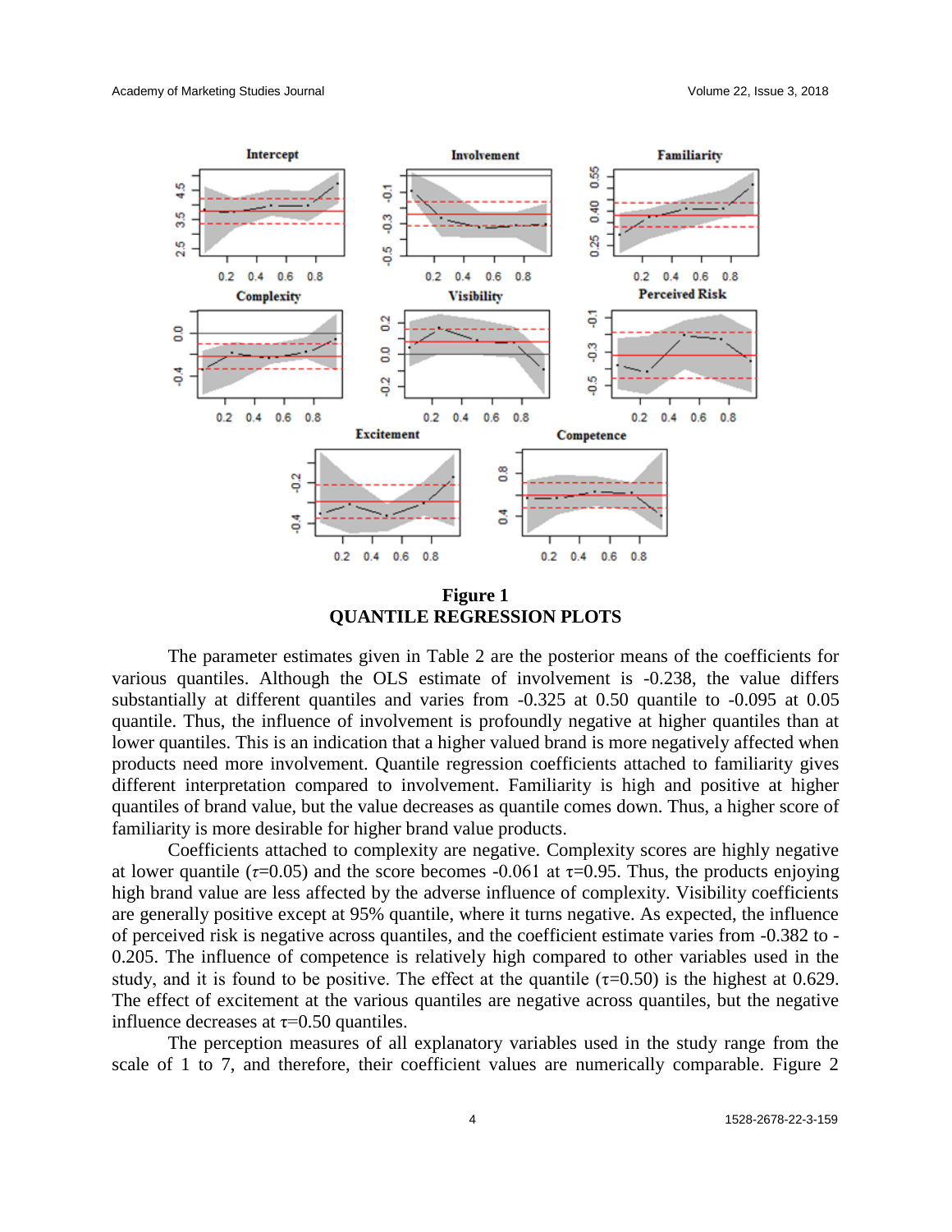**Figure 1**
**QUANTILE REGRESSION PLOTS**

The parameter estimates given in Table 2 are the posterior means of the coefficients for various quantiles. Although the OLS estimate of involvement is -0.238, the value differs substantially at different quantiles and varies from -0.325 at 0.50 quantile to -0.095 at 0.05 quantile. Thus, the influence of involvement is profoundly negative at higher quantiles than at lower quantiles. This is an indication that a higher valued brand is more negatively affected when products need more involvement. Quantile regression coefficients attached to familiarity gives different interpretation compared to involvement. Familiarity is high and positive at higher quantiles of brand value, but the value decreases as quantile comes down. Thus, a higher score of familiarity is more desirable for higher brand value products.

Coefficients attached to complexity are negative. Complexity scores are highly negative at lower quantile ($\tau$=0.05) and the score becomes -0.061 at $\tau$=0.95. Thus, the products enjoying high brand value are less affected by the adverse influence of complexity. Visibility coefficients are generally positive except at 95% quantile, where it turns negative. As expected, the influence of perceived risk is negative across quantiles, and the coefficient estimate varies from -0.382 to -0.205. The influence of competence is relatively high compared to other variables used in the study, and it is found to be positive. The effect at the quantile ($\tau$=0.50) is the highest at 0.629. The effect of excitement at the various quantiles are negative across quantiles, but the negative influence decreases at $\tau$=0.50 quantiles.

The perception measures of all explanatory variables used in the study range from the scale of 1 to 7, and therefore, their coefficient values are numerically comparable. Figure 2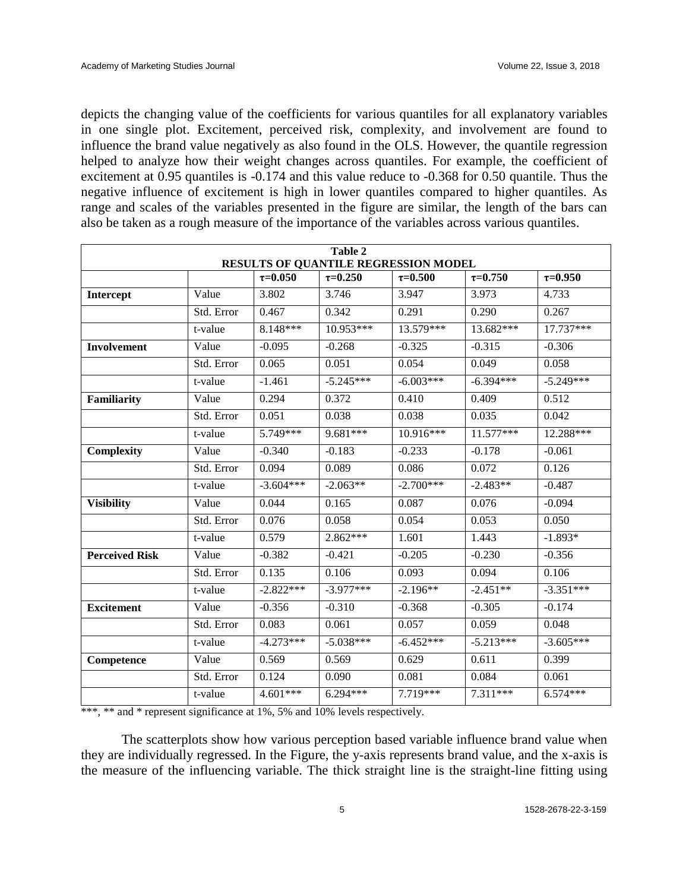depicts the changing value of the coefficients for various quantiles for all explanatory variables in one single plot. Excitement, perceived risk, complexity, and involvement are found to influence the brand value negatively as also found in the OLS. However, the quantile regression helped to analyze how their weight changes across quantiles. For example, the coefficient of excitement at 0.95 quantiles is -0.174 and this value reduce to -0.368 for 0.50 quantile. Thus the negative influence of excitement is high in lower quantiles compared to higher quantiles. As range and scales of the variables presented in the figure are similar, the length of the bars can also be taken as a rough measure of the importance of the variables across various quantiles.

**Table 2**
**RESULTS OF QUANTILE REGRESSION MODEL**

| | | $\tau$=0.050 | $\tau$=0.250 | $\tau$=0.500 | $\tau$=0.750 | $\tau$=0.950 |
|---|---|---|---|---|---|---|
| **Intercept** | Value | 3.802 | 3.746 | 3.947 | 3.973 | 4.733 |
| | Std. Error | 0.467 | 0.342 | 0.291 | 0.290 | 0.267 |
| | t-value | 8.148*** | 10.953*** | 13.579*** | 13.682*** | 17.737*** |
| **Involvement** | Value | -0.095 | -0.268 | -0.325 | -0.315 | -0.306 |
| | Std. Error | 0.065 | 0.051 | 0.054 | 0.049 | 0.058 |
| | t-value | -1.461 | -5.245*** | -6.003*** | -6.394*** | -5.249*** |
| **Familiarity** | Value | 0.294 | 0.372 | 0.410 | 0.409 | 0.512 |
| | Std. Error | 0.051 | 0.038 | 0.038 | 0.035 | 0.042 |
| | t-value | 5.749*** | 9.681*** | 10.916*** | 11.577*** | 12.288*** |
| **Complexity** | Value | -0.340 | -0.183 | -0.233 | -0.178 | -0.061 |
| | Std. Error | 0.094 | 0.089 | 0.086 | 0.072 | 0.126 |
| | t-value | -3.604*** | -2.063** | -2.700*** | -2.483** | -0.487 |
| **Visibility** | Value | 0.044 | 0.165 | 0.087 | 0.076 | -0.094 |
| | Std. Error | 0.076 | 0.058 | 0.054 | 0.053 | 0.050 |
| | t-value | 0.579 | 2.862*** | 1.601 | 1.443 | -1.893* |
| **Perceived Risk** | Value | -0.382 | -0.421 | -0.205 | -0.230 | -0.356 |
| | Std. Error | 0.135 | 0.106 | 0.093 | 0.094 | 0.106 |
| | t-value | -2.822*** | -3.977*** | -2.196** | -2.451** | -3.351*** |
| **Excitement** | Value | -0.356 | -0.310 | -0.368 | -0.305 | -0.174 |
| | Std. Error | 0.083 | 0.061 | 0.057 | 0.059 | 0.048 |
| | t-value | -4.273*** | -5.038*** | -6.452*** | -5.213*** | -3.605*** |
| **Competence** | Value | 0.569 | 0.569 | 0.629 | 0.611 | 0.399 |
| | Std. Error | 0.124 | 0.090 | 0.081 | 0.084 | 0.061 |
| | t-value | 4.601*** | 6.294*** | 7.719*** | 7.311*** | 6.574*** |

***, ** and * represent significance at 1%, 5% and 10% levels respectively.

The scatterplots show how various perception based variable influence brand value when they are individually regressed. In the Figure, the y-axis represents brand value, and the x-axis is the measure of the influencing variable. The thick straight line is the straight-line fitting using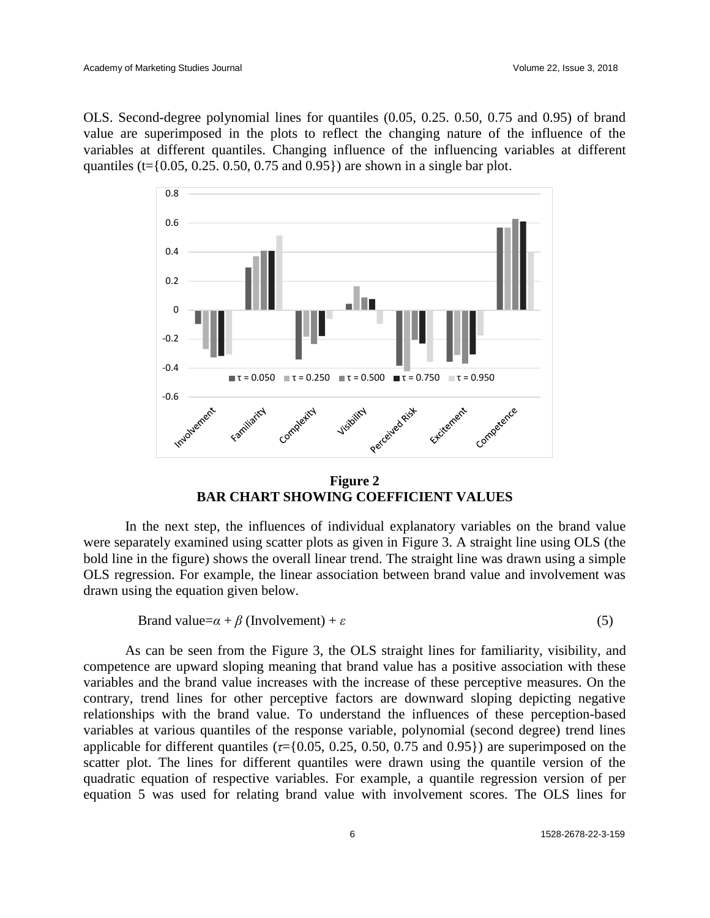OLS. Second-degree polynomial lines for quantiles (0.05, 0.25. 0.50, 0.75 and 0.95) of brand value are superimposed in the plots to reflect the changing nature of the influence of the variables at different quantiles. Changing influence of the influencing variables at different quantiles (t={0.05, 0.25. 0.50, 0.75 and 0.95}) are shown in a single bar plot.

**Figure 2**
**BAR CHART SHOWING COEFFICIENT VALUES**

In the next step, the influences of individual explanatory variables on the brand value were separately examined using scatter plots as given in Figure 3. A straight line using OLS (the bold line in the figure) shows the overall linear trend. The straight line was drawn using a simple OLS regression. For example, the linear association between brand value and involvement was drawn using the equation given below.

$$\text{Brand value}=\alpha + \beta\,(\text{Involvement}) + \varepsilon \quad (5)$$

As can be seen from the Figure 3, the OLS straight lines for familiarity, visibility, and competence are upward sloping meaning that brand value has a positive association with these variables and the brand value increases with the increase of these perceptive measures. On the contrary, trend lines for other perceptive factors are downward sloping depicting negative relationships with the brand value. To understand the influences of these perception-based variables at various quantiles of the response variable, polynomial (second degree) trend lines applicable for different quantiles ($\tau$={0.05, 0.25, 0.50, 0.75 and 0.95}) are superimposed on the scatter plot. The lines for different quantiles were drawn using the quantile version of the quadratic equation of respective variables. For example, a quantile regression version of per equation 5 was used for relating brand value with involvement scores. The OLS lines for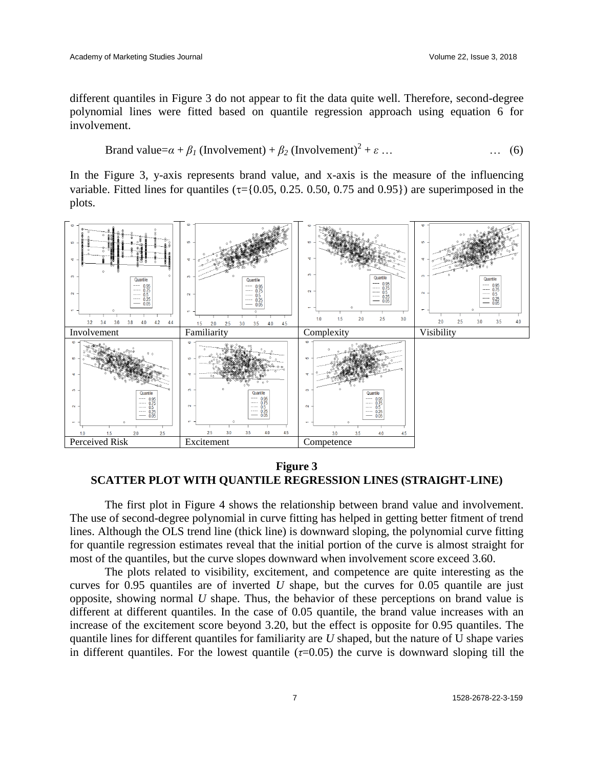different quantiles in Figure 3 do not appear to fit the data quite well. Therefore, second-degree polynomial lines were fitted based on quantile regression approach using equation 6 for involvement.

$$\text{Brand value}=\alpha + \beta_1 \text{ (Involvement)} + \beta_2 \text{ (Involvement)}^2 + \varepsilon \ldots \qquad \ldots \quad (6)$$

In the Figure 3, y-axis represents brand value, and x-axis is the measure of the influencing variable. Fitted lines for quantiles ($\tau$={0.05, 0.25. 0.50, 0.75 and 0.95}) are superimposed in the plots.

| Involvement | Familiarity | Complexity | Visibility |
|---|---|---|---|
| Perceived Risk | Excitement | Competence | |

**Figure 3**
**SCATTER PLOT WITH QUANTILE REGRESSION LINES (STRAIGHT-LINE)**

The first plot in Figure 4 shows the relationship between brand value and involvement. The use of second-degree polynomial in curve fitting has helped in getting better fitment of trend lines. Although the OLS trend line (thick line) is downward sloping, the polynomial curve fitting for quantile regression estimates reveal that the initial portion of the curve is almost straight for most of the quantiles, but the curve slopes downward when involvement score exceed 3.60.

The plots related to visibility, excitement, and competence are quite interesting as the curves for 0.95 quantiles are of inverted *U* shape, but the curves for 0.05 quantile are just opposite, showing normal *U* shape. Thus, the behavior of these perceptions on brand value is different at different quantiles. In the case of 0.05 quantile, the brand value increases with an increase of the excitement score beyond 3.20, but the effect is opposite for 0.95 quantiles. The quantile lines for different quantiles for familiarity are *U* shaped, but the nature of U shape varies in different quantiles. For the lowest quantile ($\tau$=0.05) the curve is downward sloping till the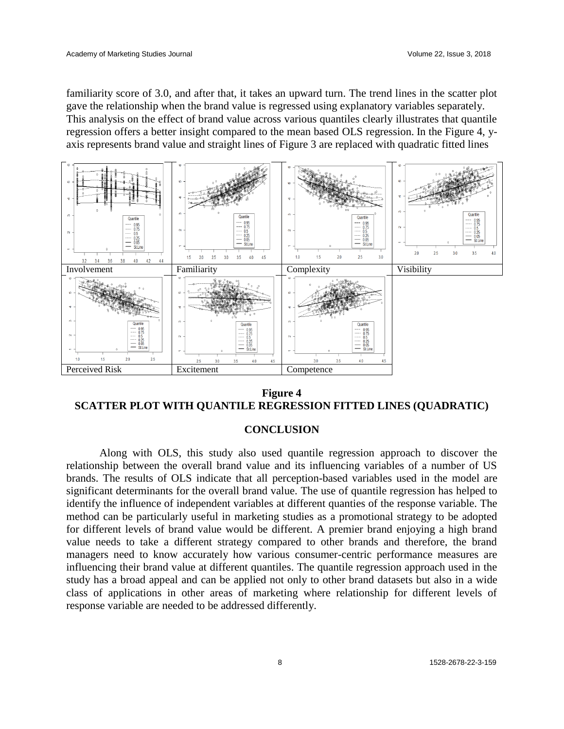familiarity score of 3.0, and after that, it takes an upward turn. The trend lines in the scatter plot gave the relationship when the brand value is regressed using explanatory variables separately. This analysis on the effect of brand value across various quantiles clearly illustrates that quantile regression offers a better insight compared to the mean based OLS regression. In the Figure 4, y-axis represents brand value and straight lines of Figure 3 are replaced with quadratic fitted lines

| Involvement | Familiarity | Complexity | Visibility |
| --- | --- | --- | --- |
| Perceived Risk | Excitement | Competence | |

**Figure 4**
**SCATTER PLOT WITH QUANTILE REGRESSION FITTED LINES (QUADRATIC)**

## CONCLUSION

Along with OLS, this study also used quantile regression approach to discover the relationship between the overall brand value and its influencing variables of a number of US brands. The results of OLS indicate that all perception-based variables used in the model are significant determinants for the overall brand value. The use of quantile regression has helped to identify the influence of independent variables at different quanties of the response variable. The method can be particularly useful in marketing studies as a promotional strategy to be adopted for different levels of brand value would be different. A premier brand enjoying a high brand value needs to take a different strategy compared to other brands and therefore, the brand managers need to know accurately how various consumer-centric performance measures are influencing their brand value at different quantiles. The quantile regression approach used in the study has a broad appeal and can be applied not only to other brand datasets but also in a wide class of applications in other areas of marketing where relationship for different levels of response variable are needed to be addressed differently.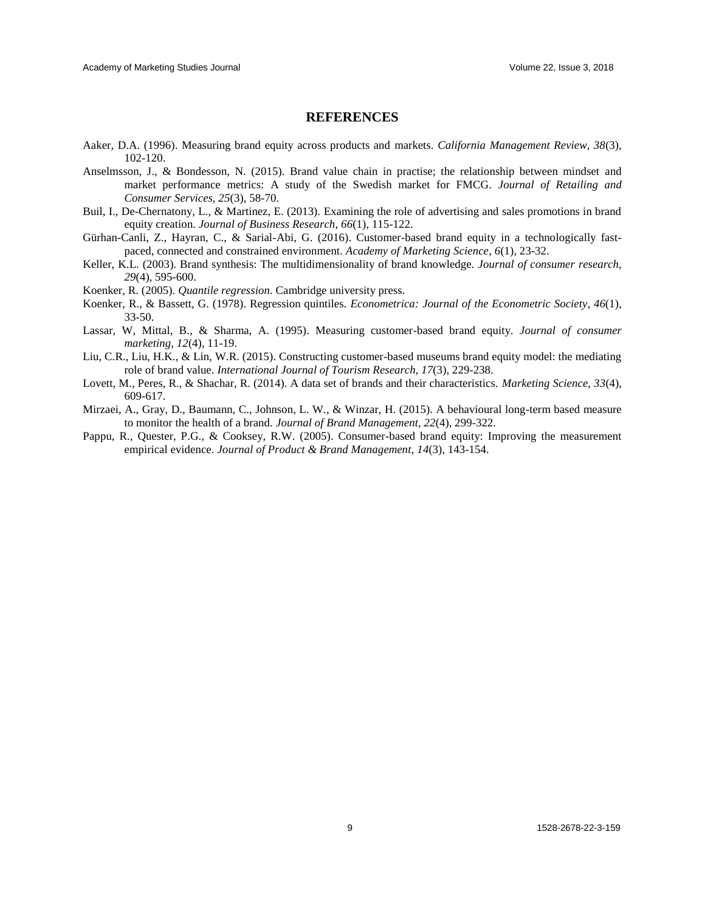## REFERENCES

Aaker, D.A. (1996). Measuring brand equity across products and markets. *California Management Review, 38*(3), 102-120.

Anselmsson, J., & Bondesson, N. (2015). Brand value chain in practise; the relationship between mindset and market performance metrics: A study of the Swedish market for FMCG. *Journal of Retailing and Consumer Services, 25*(3), 58-70.

Buil, I., De-Chernatony, L., & Martinez, E. (2013). Examining the role of advertising and sales promotions in brand equity creation. *Journal of Business Research*, *66*(1), 115-122.

Gürhan-Canli, Z., Hayran, C., & Sarial-Abi, G. (2016). Customer-based brand equity in a technologically fast-paced, connected and constrained environment. *Academy of Marketing Science, 6*(1), 23-32.

Keller, K.L. (2003). Brand synthesis: The multidimensionality of brand knowledge. *Journal of consumer research*, *29*(4), 595-600.

Koenker, R. (2005). *Quantile regression*. Cambridge university press.

Koenker, R., & Bassett, G. (1978). Regression quintiles. *Econometrica: Journal of the Econometric Society*, *46*(1), 33-50.

Lassar, W, Mittal, B., & Sharma, A. (1995). Measuring customer-based brand equity. *Journal of consumer marketing*, *12*(4), 11-19.

Liu, C.R., Liu, H.K., & Lin, W.R. (2015). Constructing customer-based museums brand equity model: the mediating role of brand value. *International Journal of Tourism Research, 17*(3), 229-238.

Lovett, M., Peres, R., & Shachar, R. (2014). A data set of brands and their characteristics. *Marketing Science, 33*(4), 609-617.

Mirzaei, A., Gray, D., Baumann, C., Johnson, L. W., & Winzar, H. (2015). A behavioural long-term based measure to monitor the health of a brand. *Journal of Brand Management, 22*(4), 299-322.

Pappu, R., Quester, P.G., & Cooksey, R.W. (2005). Consumer-based brand equity: Improving the measurement empirical evidence. *Journal of Product & Brand Management*, *14*(3), 143-154.